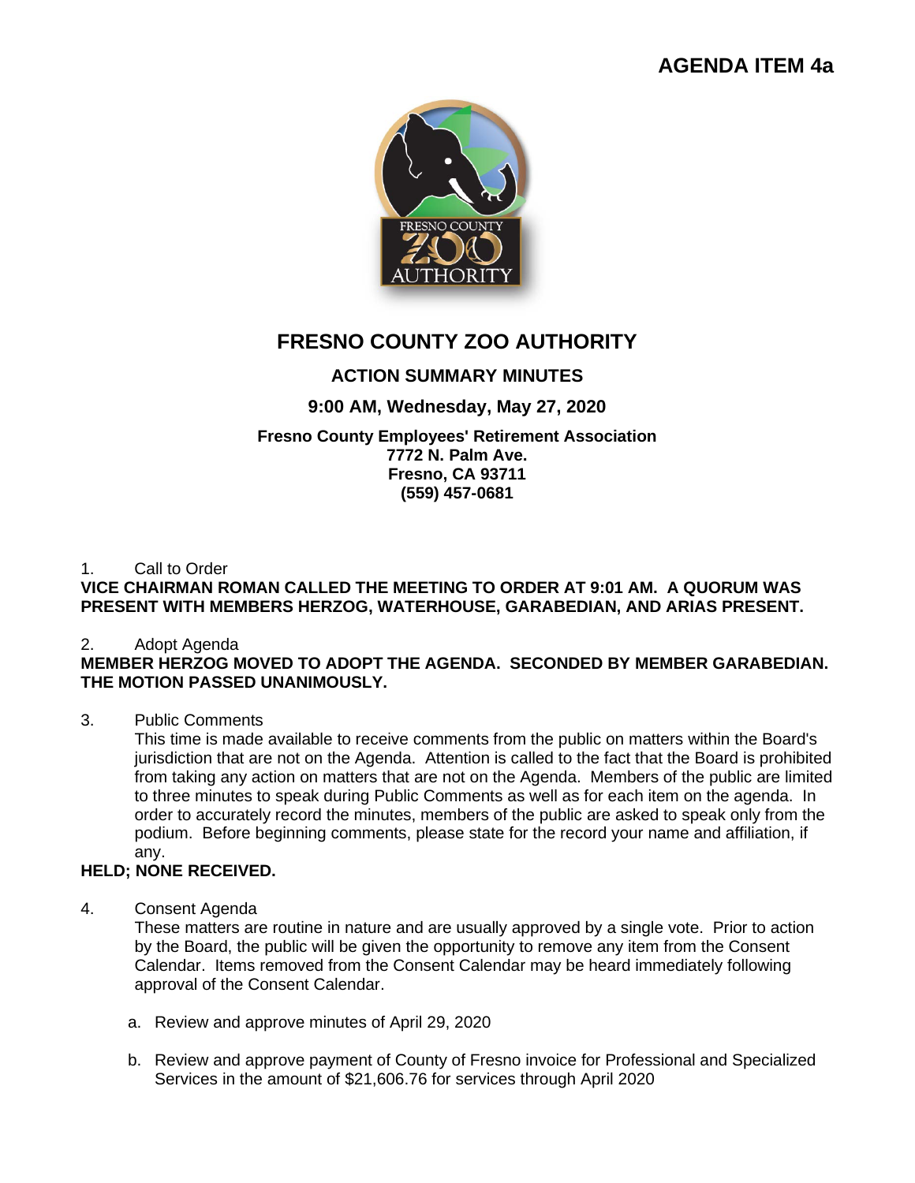**AGENDA ITEM 4a**

# FRESNO COUNTY ZOO AUTHORITY

## ACTION SUMMARY MINUTES

### 9:00 AM, Wednesday, May 27, 2020

**Fresno County Employees' Retirement Association**
**7772 N. Palm Ave.**
**Fresno, CA 93711**
**(559) 457-0681**

1. Call to Order

**VICE CHAIRMAN ROMAN CALLED THE MEETING TO ORDER AT 9:01 AM. A QUORUM WAS PRESENT WITH MEMBERS HERZOG, WATERHOUSE, GARABEDIAN, AND ARIAS PRESENT.**

2. Adopt Agenda

**MEMBER HERZOG MOVED TO ADOPT THE AGENDA. SECONDED BY MEMBER GARABEDIAN. THE MOTION PASSED UNANIMOUSLY.**

3. Public Comments

   This time is made available to receive comments from the public on matters within the Board's jurisdiction that are not on the Agenda. Attention is called to the fact that the Board is prohibited from taking any action on matters that are not on the Agenda. Members of the public are limited to three minutes to speak during Public Comments as well as for each item on the agenda. In order to accurately record the minutes, members of the public are asked to speak only from the podium. Before beginning comments, please state for the record your name and affiliation, if any.

**HELD; NONE RECEIVED.**

4. Consent Agenda

   These matters are routine in nature and are usually approved by a single vote. Prior to action by the Board, the public will be given the opportunity to remove any item from the Consent Calendar. Items removed from the Consent Calendar may be heard immediately following approval of the Consent Calendar.

   a. Review and approve minutes of April 29, 2020

   b. Review and approve payment of County of Fresno invoice for Professional and Specialized Services in the amount of $21,606.76 for services through April 2020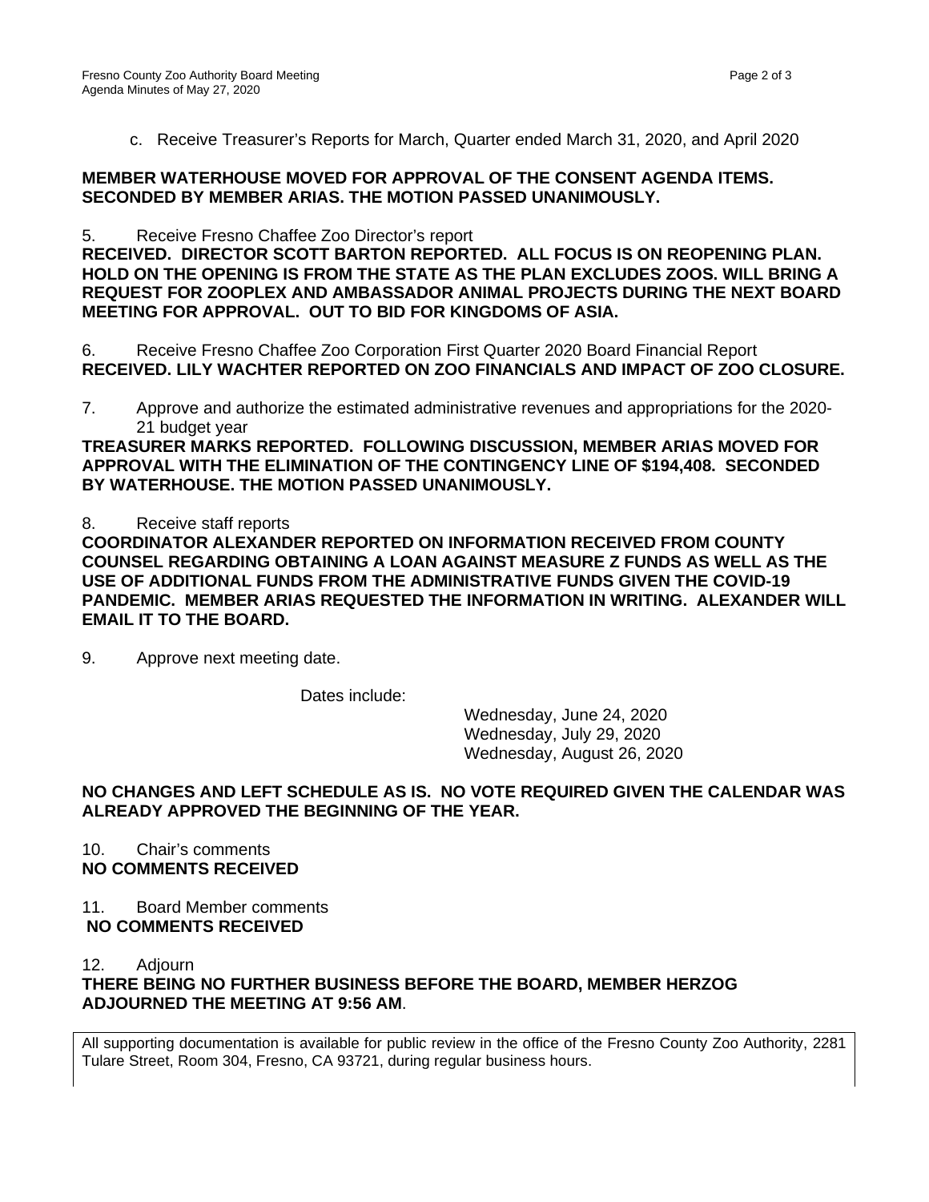c. Receive Treasurer's Reports for March, Quarter ended March 31, 2020, and April 2020

**MEMBER WATERHOUSE MOVED FOR APPROVAL OF THE CONSENT AGENDA ITEMS. SECONDED BY MEMBER ARIAS. THE MOTION PASSED UNANIMOUSLY.**

5. Receive Fresno Chaffee Zoo Director's report
**RECEIVED. DIRECTOR SCOTT BARTON REPORTED. ALL FOCUS IS ON REOPENING PLAN. HOLD ON THE OPENING IS FROM THE STATE AS THE PLAN EXCLUDES ZOOS. WILL BRING A REQUEST FOR ZOOPLEX AND AMBASSADOR ANIMAL PROJECTS DURING THE NEXT BOARD MEETING FOR APPROVAL. OUT TO BID FOR KINGDOMS OF ASIA.**

6. Receive Fresno Chaffee Zoo Corporation First Quarter 2020 Board Financial Report
**RECEIVED. LILY WACHTER REPORTED ON ZOO FINANCIALS AND IMPACT OF ZOO CLOSURE.**

7. Approve and authorize the estimated administrative revenues and appropriations for the 2020-21 budget year
**TREASURER MARKS REPORTED. FOLLOWING DISCUSSION, MEMBER ARIAS MOVED FOR APPROVAL WITH THE ELIMINATION OF THE CONTINGENCY LINE OF $194,408. SECONDED BY WATERHOUSE. THE MOTION PASSED UNANIMOUSLY.**

8. Receive staff reports
**COORDINATOR ALEXANDER REPORTED ON INFORMATION RECEIVED FROM COUNTY COUNSEL REGARDING OBTAINING A LOAN AGAINST MEASURE Z FUNDS AS WELL AS THE USE OF ADDITIONAL FUNDS FROM THE ADMINISTRATIVE FUNDS GIVEN THE COVID-19 PANDEMIC. MEMBER ARIAS REQUESTED THE INFORMATION IN WRITING. ALEXANDER WILL EMAIL IT TO THE BOARD.**

9. Approve next meeting date.

Dates include:

Wednesday, June 24, 2020
Wednesday, July 29, 2020
Wednesday, August 26, 2020

**NO CHANGES AND LEFT SCHEDULE AS IS. NO VOTE REQUIRED GIVEN THE CALENDAR WAS ALREADY APPROVED THE BEGINNING OF THE YEAR.**

10. Chair's comments
**NO COMMENTS RECEIVED**

11. Board Member comments
**NO COMMENTS RECEIVED**

12. Adjourn
**THERE BEING NO FURTHER BUSINESS BEFORE THE BOARD, MEMBER HERZOG ADJOURNED THE MEETING AT 9:56 AM**.

All supporting documentation is available for public review in the office of the Fresno County Zoo Authority, 2281 Tulare Street, Room 304, Fresno, CA 93721, during regular business hours.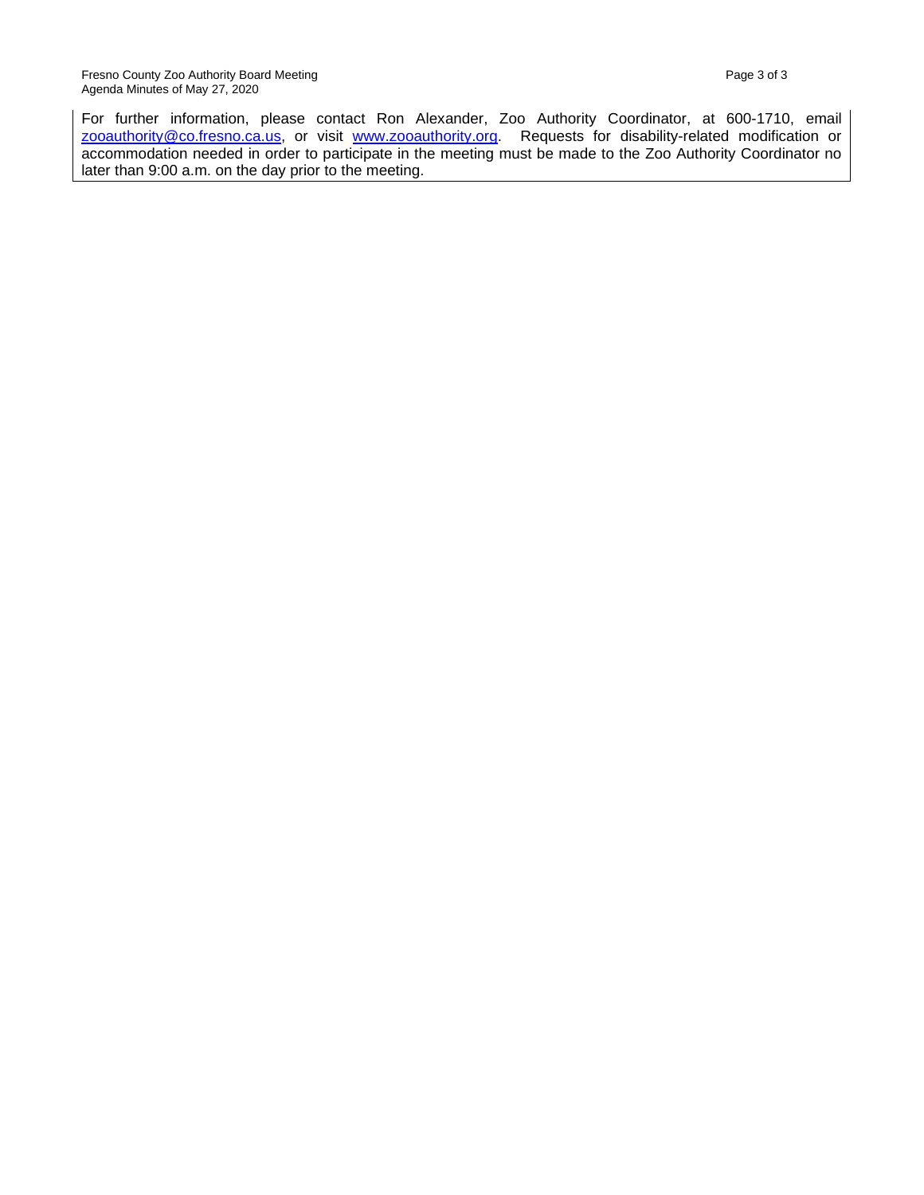For further information, please contact Ron Alexander, Zoo Authority Coordinator, at 600-1710, email zooauthority@co.fresno.ca.us, or visit www.zooauthority.org. Requests for disability-related modification or accommodation needed in order to participate in the meeting must be made to the Zoo Authority Coordinator no later than 9:00 a.m. on the day prior to the meeting.